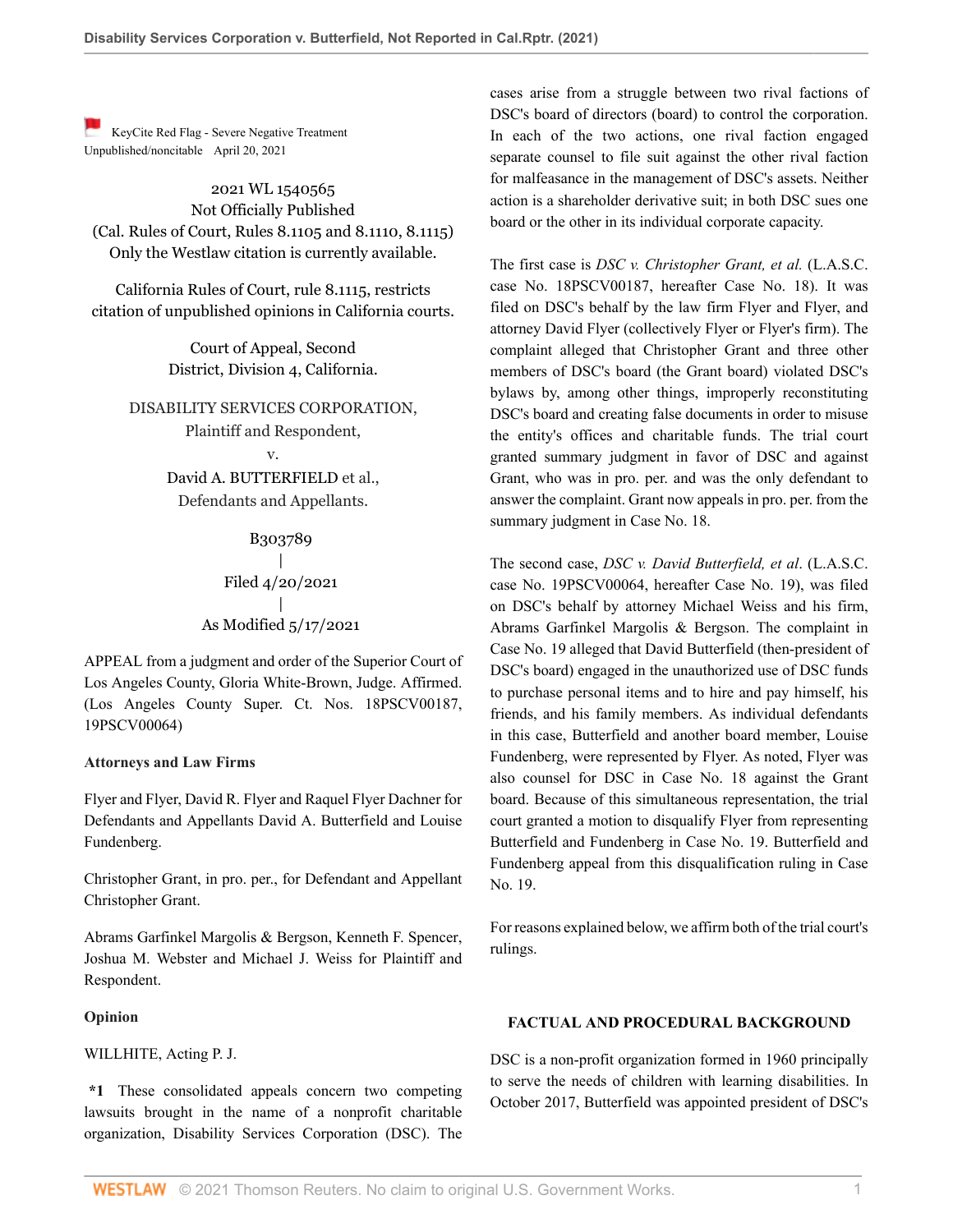KeyCite Red Flag - Severe Negative Treatment
Unpublished/noncitable April 20, 2021

2021 WL 1540565
Not Officially Published
(Cal. Rules of Court, Rules 8.1105 and 8.1110, 8.1115)
Only the Westlaw citation is currently available.

California Rules of Court, rule 8.1115, restricts citation of unpublished opinions in California courts.

Court of Appeal, Second District, Division 4, California.

DISABILITY SERVICES CORPORATION,
Plaintiff and Respondent,
v.
David A. BUTTERFIELD et al.,
Defendants and Appellants.

B303789
|
Filed 4/20/2021
|
As Modified 5/17/2021

APPEAL from a judgment and order of the Superior Court of Los Angeles County, Gloria White-Brown, Judge. Affirmed. (Los Angeles County Super. Ct. Nos. 18PSCV00187, 19PSCV00064)

**Attorneys and Law Firms**

Flyer and Flyer, David R. Flyer and Raquel Flyer Dachner for Defendants and Appellants David A. Butterfield and Louise Fundenberg.

Christopher Grant, in pro. per., for Defendant and Appellant Christopher Grant.

Abrams Garfinkel Margolis & Bergson, Kenneth F. Spencer, Joshua M. Webster and Michael J. Weiss for Plaintiff and Respondent.

**Opinion**

WILLHITE, Acting P. J.

**\*1** These consolidated appeals concern two competing lawsuits brought in the name of a nonprofit charitable organization, Disability Services Corporation (DSC). The cases arise from a struggle between two rival factions of DSC's board of directors (board) to control the corporation. In each of the two actions, one rival faction engaged separate counsel to file suit against the other rival faction for malfeasance in the management of DSC's assets. Neither action is a shareholder derivative suit; in both DSC sues one board or the other in its individual corporate capacity.

The first case is *DSC v. Christopher Grant, et al.* (L.A.S.C. case No. 18PSCV00187, hereafter Case No. 18). It was filed on DSC's behalf by the law firm Flyer and Flyer, and attorney David Flyer (collectively Flyer or Flyer's firm). The complaint alleged that Christopher Grant and three other members of DSC's board (the Grant board) violated DSC's bylaws by, among other things, improperly reconstituting DSC's board and creating false documents in order to misuse the entity's offices and charitable funds. The trial court granted summary judgment in favor of DSC and against Grant, who was in pro. per. and was the only defendant to answer the complaint. Grant now appeals in pro. per. from the summary judgment in Case No. 18.

The second case, *DSC v. David Butterfield, et al*. (L.A.S.C. case No. 19PSCV00064, hereafter Case No. 19), was filed on DSC's behalf by attorney Michael Weiss and his firm, Abrams Garfinkel Margolis & Bergson. The complaint in Case No. 19 alleged that David Butterfield (then-president of DSC's board) engaged in the unauthorized use of DSC funds to purchase personal items and to hire and pay himself, his friends, and his family members. As individual defendants in this case, Butterfield and another board member, Louise Fundenberg, were represented by Flyer. As noted, Flyer was also counsel for DSC in Case No. 18 against the Grant board. Because of this simultaneous representation, the trial court granted a motion to disqualify Flyer from representing Butterfield and Fundenberg in Case No. 19. Butterfield and Fundenberg appeal from this disqualification ruling in Case No. 19.

For reasons explained below, we affirm both of the trial court's rulings.

**FACTUAL AND PROCEDURAL BACKGROUND**

DSC is a non-profit organization formed in 1960 principally to serve the needs of children with learning disabilities. In October 2017, Butterfield was appointed president of DSC's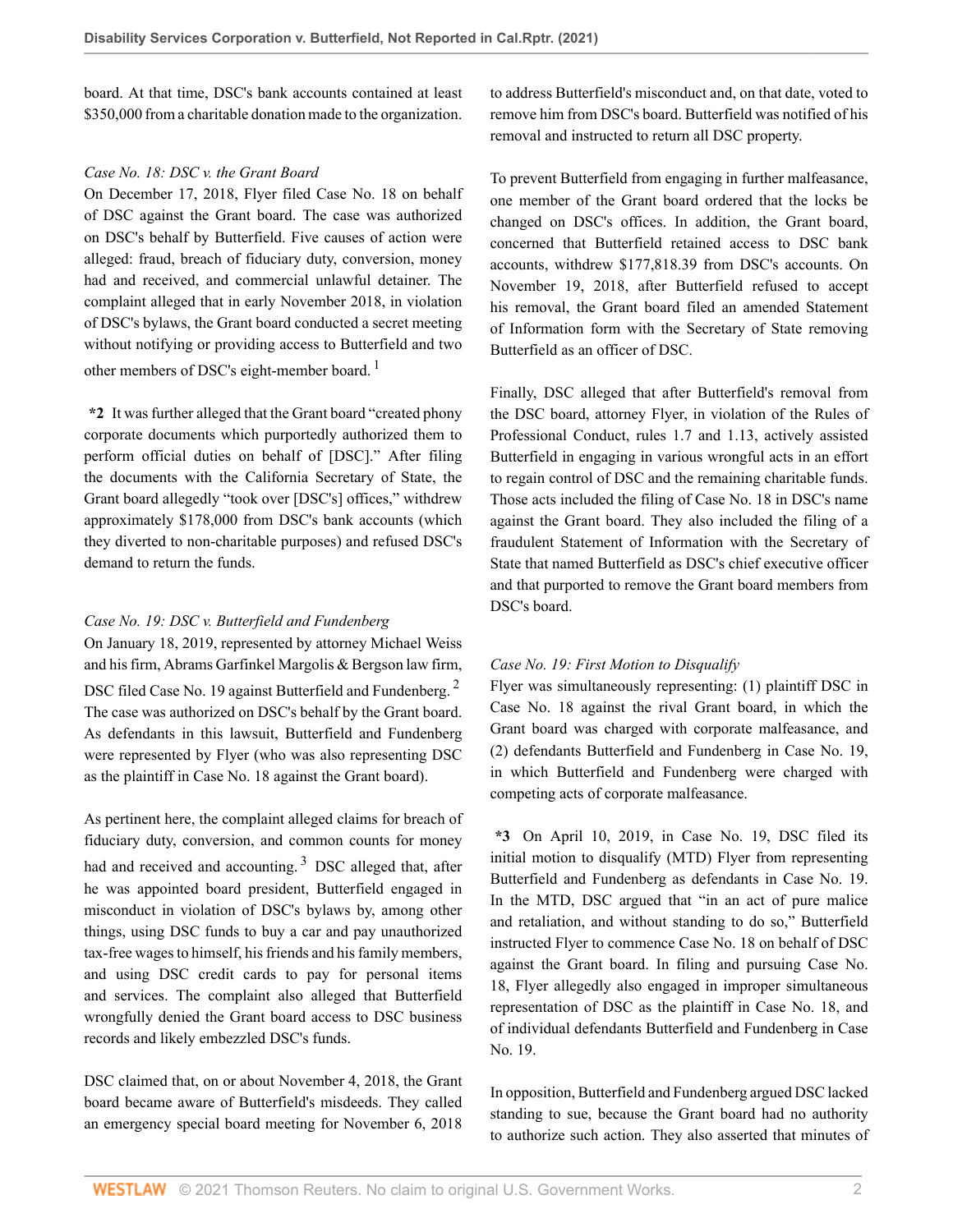board. At that time, DSC's bank accounts contained at least $350,000 from a charitable donation made to the organization.

*Case No. 18: DSC v. the Grant Board*

On December 17, 2018, Flyer filed Case No. 18 on behalf of DSC against the Grant board. The case was authorized on DSC's behalf by Butterfield. Five causes of action were alleged: fraud, breach of fiduciary duty, conversion, money had and received, and commercial unlawful detainer. The complaint alleged that in early November 2018, in violation of DSC's bylaws, the Grant board conducted a secret meeting without notifying or providing access to Butterfield and two other members of DSC's eight-member board. [1]

**\*2** It was further alleged that the Grant board "created phony corporate documents which purportedly authorized them to perform official duties on behalf of [DSC]." After filing the documents with the California Secretary of State, the Grant board allegedly "took over [DSC's] offices," withdrew approximately $178,000 from DSC's bank accounts (which they diverted to non-charitable purposes) and refused DSC's demand to return the funds.

*Case No. 19: DSC v. Butterfield and Fundenberg*

On January 18, 2019, represented by attorney Michael Weiss and his firm, Abrams Garfinkel Margolis & Bergson law firm, DSC filed Case No. 19 against Butterfield and Fundenberg. [2] The case was authorized on DSC's behalf by the Grant board. As defendants in this lawsuit, Butterfield and Fundenberg were represented by Flyer (who was also representing DSC as the plaintiff in Case No. 18 against the Grant board).

As pertinent here, the complaint alleged claims for breach of fiduciary duty, conversion, and common counts for money had and received and accounting. [3] DSC alleged that, after he was appointed board president, Butterfield engaged in misconduct in violation of DSC's bylaws by, among other things, using DSC funds to buy a car and pay unauthorized tax-free wages to himself, his friends and his family members, and using DSC credit cards to pay for personal items and services. The complaint also alleged that Butterfield wrongfully denied the Grant board access to DSC business records and likely embezzled DSC's funds.

DSC claimed that, on or about November 4, 2018, the Grant board became aware of Butterfield's misdeeds. They called an emergency special board meeting for November 6, 2018 to address Butterfield's misconduct and, on that date, voted to remove him from DSC's board. Butterfield was notified of his removal and instructed to return all DSC property.

To prevent Butterfield from engaging in further malfeasance, one member of the Grant board ordered that the locks be changed on DSC's offices. In addition, the Grant board, concerned that Butterfield retained access to DSC bank accounts, withdrew $177,818.39 from DSC's accounts. On November 19, 2018, after Butterfield refused to accept his removal, the Grant board filed an amended Statement of Information form with the Secretary of State removing Butterfield as an officer of DSC.

Finally, DSC alleged that after Butterfield's removal from the DSC board, attorney Flyer, in violation of the Rules of Professional Conduct, rules 1.7 and 1.13, actively assisted Butterfield in engaging in various wrongful acts in an effort to regain control of DSC and the remaining charitable funds. Those acts included the filing of Case No. 18 in DSC's name against the Grant board. They also included the filing of a fraudulent Statement of Information with the Secretary of State that named Butterfield as DSC's chief executive officer and that purported to remove the Grant board members from DSC's board.

*Case No. 19: First Motion to Disqualify*

Flyer was simultaneously representing: (1) plaintiff DSC in Case No. 18 against the rival Grant board, in which the Grant board was charged with corporate malfeasance, and (2) defendants Butterfield and Fundenberg in Case No. 19, in which Butterfield and Fundenberg were charged with competing acts of corporate malfeasance.

**\*3** On April 10, 2019, in Case No. 19, DSC filed its initial motion to disqualify (MTD) Flyer from representing Butterfield and Fundenberg as defendants in Case No. 19. In the MTD, DSC argued that "in an act of pure malice and retaliation, and without standing to do so," Butterfield instructed Flyer to commence Case No. 18 on behalf of DSC against the Grant board. In filing and pursuing Case No. 18, Flyer allegedly also engaged in improper simultaneous representation of DSC as the plaintiff in Case No. 18, and of individual defendants Butterfield and Fundenberg in Case No. 19.

In opposition, Butterfield and Fundenberg argued DSC lacked standing to sue, because the Grant board had no authority to authorize such action. They also asserted that minutes of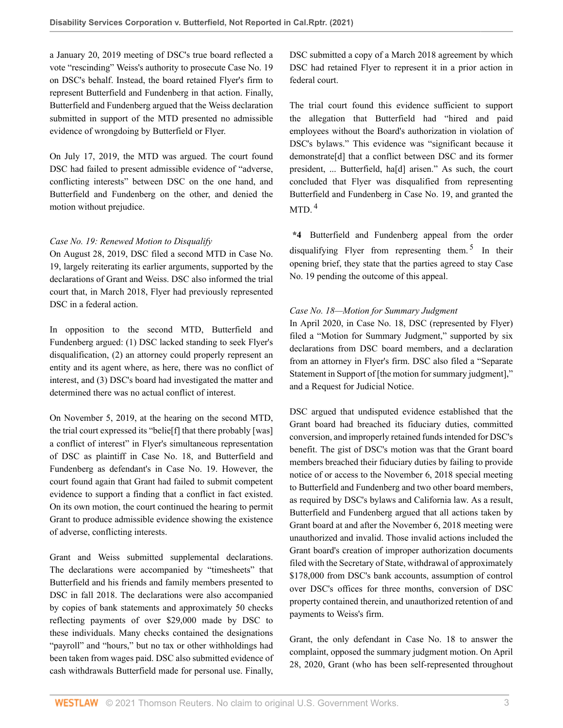a January 20, 2019 meeting of DSC's true board reflected a vote "rescinding" Weiss's authority to prosecute Case No. 19 on DSC's behalf. Instead, the board retained Flyer's firm to represent Butterfield and Fundenberg in that action. Finally, Butterfield and Fundenberg argued that the Weiss declaration submitted in support of the MTD presented no admissible evidence of wrongdoing by Butterfield or Flyer.

On July 17, 2019, the MTD was argued. The court found DSC had failed to present admissible evidence of "adverse, conflicting interests" between DSC on the one hand, and Butterfield and Fundenberg on the other, and denied the motion without prejudice.

*Case No. 19: Renewed Motion to Disqualify*

On August 28, 2019, DSC filed a second MTD in Case No. 19, largely reiterating its earlier arguments, supported by the declarations of Grant and Weiss. DSC also informed the trial court that, in March 2018, Flyer had previously represented DSC in a federal action.

In opposition to the second MTD, Butterfield and Fundenberg argued: (1) DSC lacked standing to seek Flyer's disqualification, (2) an attorney could properly represent an entity and its agent where, as here, there was no conflict of interest, and (3) DSC's board had investigated the matter and determined there was no actual conflict of interest.

On November 5, 2019, at the hearing on the second MTD, the trial court expressed its "belie[f] that there probably [was] a conflict of interest" in Flyer's simultaneous representation of DSC as plaintiff in Case No. 18, and Butterfield and Fundenberg as defendant's in Case No. 19. However, the court found again that Grant had failed to submit competent evidence to support a finding that a conflict in fact existed. On its own motion, the court continued the hearing to permit Grant to produce admissible evidence showing the existence of adverse, conflicting interests.

Grant and Weiss submitted supplemental declarations. The declarations were accompanied by "timesheets" that Butterfield and his friends and family members presented to DSC in fall 2018. The declarations were also accompanied by copies of bank statements and approximately 50 checks reflecting payments of over $29,000 made by DSC to these individuals. Many checks contained the designations "payroll" and "hours," but no tax or other withholdings had been taken from wages paid. DSC also submitted evidence of cash withdrawals Butterfield made for personal use. Finally, DSC submitted a copy of a March 2018 agreement by which DSC had retained Flyer to represent it in a prior action in federal court.

The trial court found this evidence sufficient to support the allegation that Butterfield had "hired and paid employees without the Board's authorization in violation of DSC's bylaws." This evidence was "significant because it demonstrate[d] that a conflict between DSC and its former president, ... Butterfield, ha[d] arisen." As such, the court concluded that Flyer was disqualified from representing Butterfield and Fundenberg in Case No. 19, and granted the MTD. [4]

**\*4** Butterfield and Fundenberg appeal from the order disqualifying Flyer from representing them. [5] In their opening brief, they state that the parties agreed to stay Case No. 19 pending the outcome of this appeal.

*Case No. 18—Motion for Summary Judgment*

In April 2020, in Case No. 18, DSC (represented by Flyer) filed a "Motion for Summary Judgment," supported by six declarations from DSC board members, and a declaration from an attorney in Flyer's firm. DSC also filed a "Separate Statement in Support of [the motion for summary judgment]," and a Request for Judicial Notice.

DSC argued that undisputed evidence established that the Grant board had breached its fiduciary duties, committed conversion, and improperly retained funds intended for DSC's benefit. The gist of DSC's motion was that the Grant board members breached their fiduciary duties by failing to provide notice of or access to the November 6, 2018 special meeting to Butterfield and Fundenberg and two other board members, as required by DSC's bylaws and California law. As a result, Butterfield and Fundenberg argued that all actions taken by Grant board at and after the November 6, 2018 meeting were unauthorized and invalid. Those invalid actions included the Grant board's creation of improper authorization documents filed with the Secretary of State, withdrawal of approximately $178,000 from DSC's bank accounts, assumption of control over DSC's offices for three months, conversion of DSC property contained therein, and unauthorized retention of and payments to Weiss's firm.

Grant, the only defendant in Case No. 18 to answer the complaint, opposed the summary judgment motion. On April 28, 2020, Grant (who has been self-represented throughout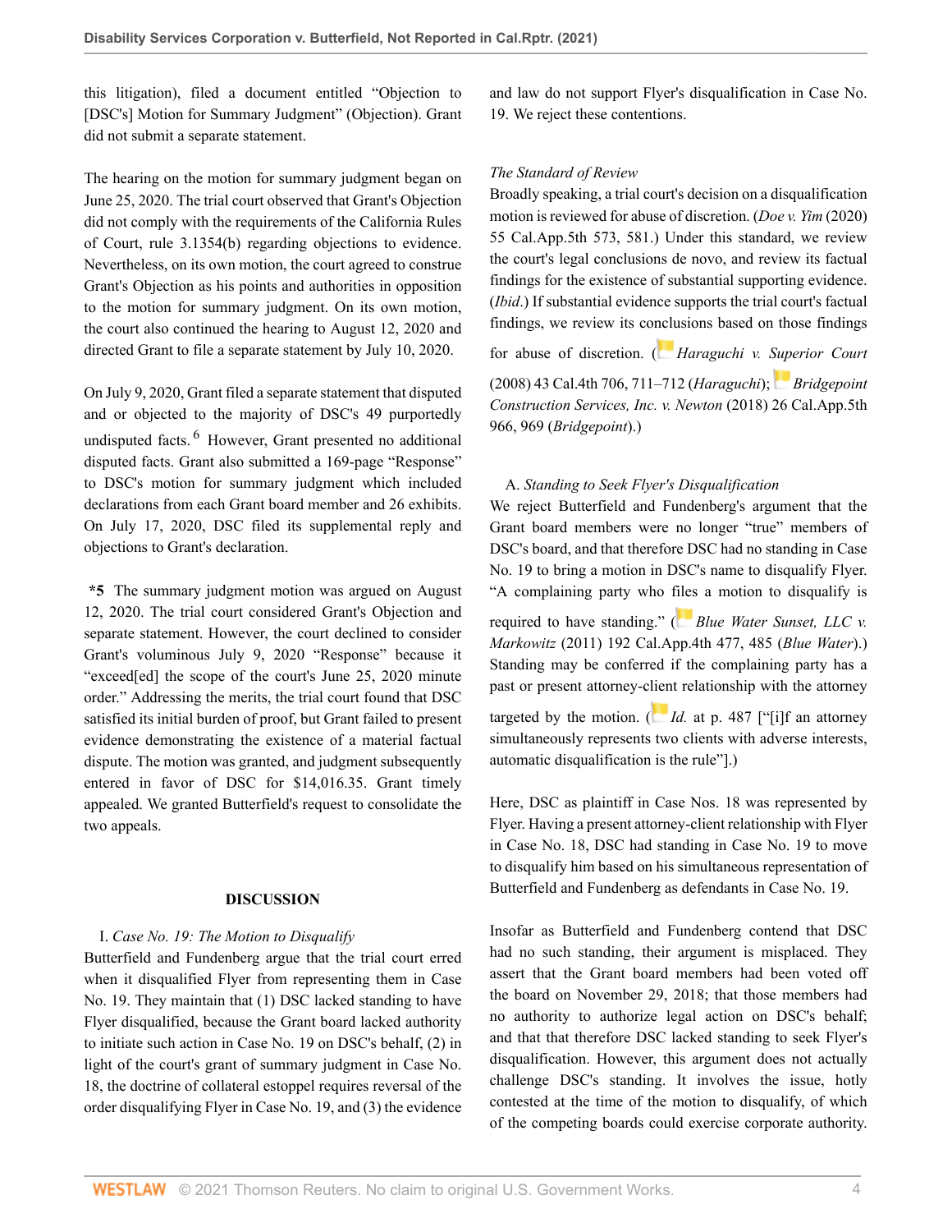this litigation), filed a document entitled "Objection to [DSC's] Motion for Summary Judgment" (Objection). Grant did not submit a separate statement.

The hearing on the motion for summary judgment began on June 25, 2020. The trial court observed that Grant's Objection did not comply with the requirements of the California Rules of Court, rule 3.1354(b) regarding objections to evidence. Nevertheless, on its own motion, the court agreed to construe Grant's Objection as his points and authorities in opposition to the motion for summary judgment. On its own motion, the court also continued the hearing to August 12, 2020 and directed Grant to file a separate statement by July 10, 2020.

On July 9, 2020, Grant filed a separate statement that disputed and or objected to the majority of DSC's 49 purportedly undisputed facts.[6] However, Grant presented no additional disputed facts. Grant also submitted a 169-page "Response" to DSC's motion for summary judgment which included declarations from each Grant board member and 26 exhibits. On July 17, 2020, DSC filed its supplemental reply and objections to Grant's declaration.

**\*5** The summary judgment motion was argued on August 12, 2020. The trial court considered Grant's Objection and separate statement. However, the court declined to consider Grant's voluminous July 9, 2020 "Response" because it "exceed[ed] the scope of the court's June 25, 2020 minute order." Addressing the merits, the trial court found that DSC satisfied its initial burden of proof, but Grant failed to present evidence demonstrating the existence of a material factual dispute. The motion was granted, and judgment subsequently entered in favor of DSC for $14,016.35. Grant timely appealed. We granted Butterfield's request to consolidate the two appeals.

## DISCUSSION

I. *Case No. 19: The Motion to Disqualify*

Butterfield and Fundenberg argue that the trial court erred when it disqualified Flyer from representing them in Case No. 19. They maintain that (1) DSC lacked standing to have Flyer disqualified, because the Grant board lacked authority to initiate such action in Case No. 19 on DSC's behalf, (2) in light of the court's grant of summary judgment in Case No. 18, the doctrine of collateral estoppel requires reversal of the order disqualifying Flyer in Case No. 19, and (3) the evidence and law do not support Flyer's disqualification in Case No. 19. We reject these contentions.

*The Standard of Review*

Broadly speaking, a trial court's decision on a disqualification motion is reviewed for abuse of discretion. (*Doe v. Yim* (2020) 55 Cal.App.5th 573, 581.) Under this standard, we review the court's legal conclusions de novo, and review its factual findings for the existence of substantial supporting evidence. (*Ibid*.) If substantial evidence supports the trial court's factual findings, we review its conclusions based on those findings for abuse of discretion. (*Haraguchi v. Superior Court* (2008) 43 Cal.4th 706, 711–712 (*Haraguchi*); *Bridgepoint Construction Services, Inc. v. Newton* (2018) 26 Cal.App.5th 966, 969 (*Bridgepoint*).)

A. *Standing to Seek Flyer's Disqualification*

We reject Butterfield and Fundenberg's argument that the Grant board members were no longer "true" members of DSC's board, and that therefore DSC had no standing in Case No. 19 to bring a motion in DSC's name to disqualify Flyer. "A complaining party who files a motion to disqualify is required to have standing." (*Blue Water Sunset, LLC v. Markowitz* (2011) 192 Cal.App.4th 477, 485 (*Blue Water*).) Standing may be conferred if the complaining party has a past or present attorney-client relationship with the attorney targeted by the motion. (*Id.* at p. 487 ["[i]f an attorney simultaneously represents two clients with adverse interests, automatic disqualification is the rule"].)

Here, DSC as plaintiff in Case Nos. 18 was represented by Flyer. Having a present attorney-client relationship with Flyer in Case No. 18, DSC had standing in Case No. 19 to move to disqualify him based on his simultaneous representation of Butterfield and Fundenberg as defendants in Case No. 19.

Insofar as Butterfield and Fundenberg contend that DSC had no such standing, their argument is misplaced. They assert that the Grant board members had been voted off the board on November 29, 2018; that those members had no authority to authorize legal action on DSC's behalf; and that that therefore DSC lacked standing to seek Flyer's disqualification. However, this argument does not actually challenge DSC's standing. It involves the issue, hotly contested at the time of the motion to disqualify, of which of the competing boards could exercise corporate authority.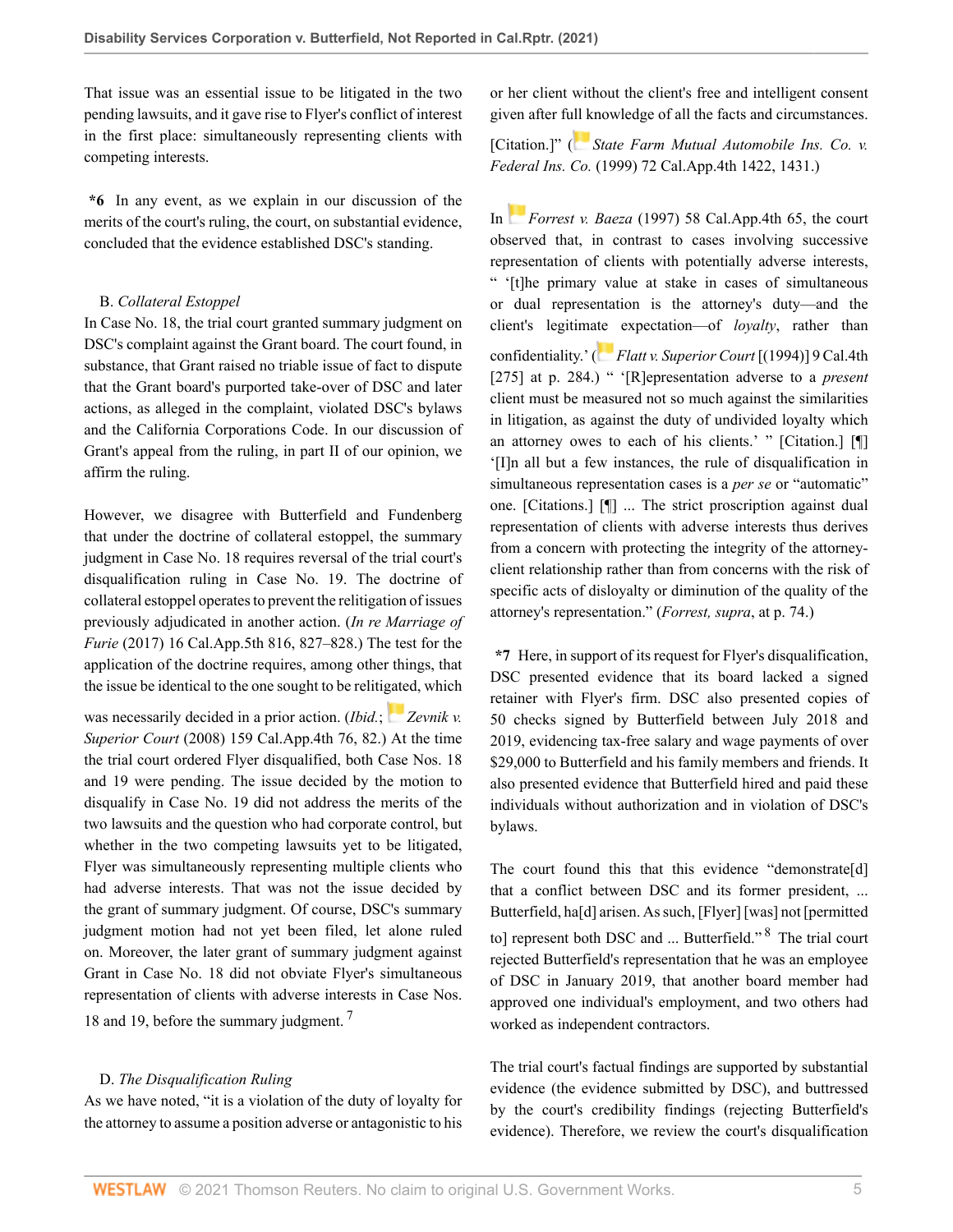That issue was an essential issue to be litigated in the two pending lawsuits, and it gave rise to Flyer's conflict of interest in the first place: simultaneously representing clients with competing interests.

**\*6** In any event, as we explain in our discussion of the merits of the court's ruling, the court, on substantial evidence, concluded that the evidence established DSC's standing.

B. *Collateral Estoppel*

In Case No. 18, the trial court granted summary judgment on DSC's complaint against the Grant board. The court found, in substance, that Grant raised no triable issue of fact to dispute that the Grant board's purported take-over of DSC and later actions, as alleged in the complaint, violated DSC's bylaws and the California Corporations Code. In our discussion of Grant's appeal from the ruling, in part II of our opinion, we affirm the ruling.

However, we disagree with Butterfield and Fundenberg that under the doctrine of collateral estoppel, the summary judgment in Case No. 18 requires reversal of the trial court's disqualification ruling in Case No. 19. The doctrine of collateral estoppel operates to prevent the relitigation of issues previously adjudicated in another action. (*In re Marriage of Furie* (2017) 16 Cal.App.5th 816, 827–828.) The test for the application of the doctrine requires, among other things, that the issue be identical to the one sought to be relitigated, which was necessarily decided in a prior action. (*Ibid.*; *Zevnik v. Superior Court* (2008) 159 Cal.App.4th 76, 82.) At the time the trial court ordered Flyer disqualified, both Case Nos. 18 and 19 were pending. The issue decided by the motion to disqualify in Case No. 19 did not address the merits of the two lawsuits and the question who had corporate control, but whether in the two competing lawsuits yet to be litigated, Flyer was simultaneously representing multiple clients who had adverse interests. That was not the issue decided by the grant of summary judgment. Of course, DSC's summary judgment motion had not yet been filed, let alone ruled on. Moreover, the later grant of summary judgment against Grant in Case No. 18 did not obviate Flyer's simultaneous representation of clients with adverse interests in Case Nos. 18 and 19, before the summary judgment. [7]

D. *The Disqualification Ruling*

As we have noted, "it is a violation of the duty of loyalty for the attorney to assume a position adverse or antagonistic to his or her client without the client's free and intelligent consent given after full knowledge of all the facts and circumstances. [Citation.]" (*State Farm Mutual Automobile Ins. Co. v. Federal Ins. Co.* (1999) 72 Cal.App.4th 1422, 1431.)

In *Forrest v. Baeza* (1997) 58 Cal.App.4th 65, the court observed that, in contrast to cases involving successive representation of clients with potentially adverse interests, " '[t]he primary value at stake in cases of simultaneous or dual representation is the attorney's duty—and the client's legitimate expectation—of *loyalty*, rather than confidentiality.' (*Flatt v. Superior Court* [(1994)] 9 Cal.4th [275] at p. 284.) " '[R]epresentation adverse to a *present* client must be measured not so much against the similarities in litigation, as against the duty of undivided loyalty which an attorney owes to each of his clients.' " [Citation.] [¶] '[I]n all but a few instances, the rule of disqualification in simultaneous representation cases is a *per se* or "automatic" one. [Citations.] [¶] ... The strict proscription against dual representation of clients with adverse interests thus derives from a concern with protecting the integrity of the attorney-client relationship rather than from concerns with the risk of specific acts of disloyalty or diminution of the quality of the attorney's representation." (*Forrest, supra*, at p. 74.)

**\*7** Here, in support of its request for Flyer's disqualification, DSC presented evidence that its board lacked a signed retainer with Flyer's firm. DSC also presented copies of 50 checks signed by Butterfield between July 2018 and 2019, evidencing tax-free salary and wage payments of over $29,000 to Butterfield and his family members and friends. It also presented evidence that Butterfield hired and paid these individuals without authorization and in violation of DSC's bylaws.

The court found this that this evidence "demonstrate[d] that a conflict between DSC and its former president, ... Butterfield, ha[d] arisen. As such, [Flyer] [was] not [permitted to] represent both DSC and ... Butterfield." [8] The trial court rejected Butterfield's representation that he was an employee of DSC in January 2019, that another board member had approved one individual's employment, and two others had worked as independent contractors.

The trial court's factual findings are supported by substantial evidence (the evidence submitted by DSC), and buttressed by the court's credibility findings (rejecting Butterfield's evidence). Therefore, we review the court's disqualification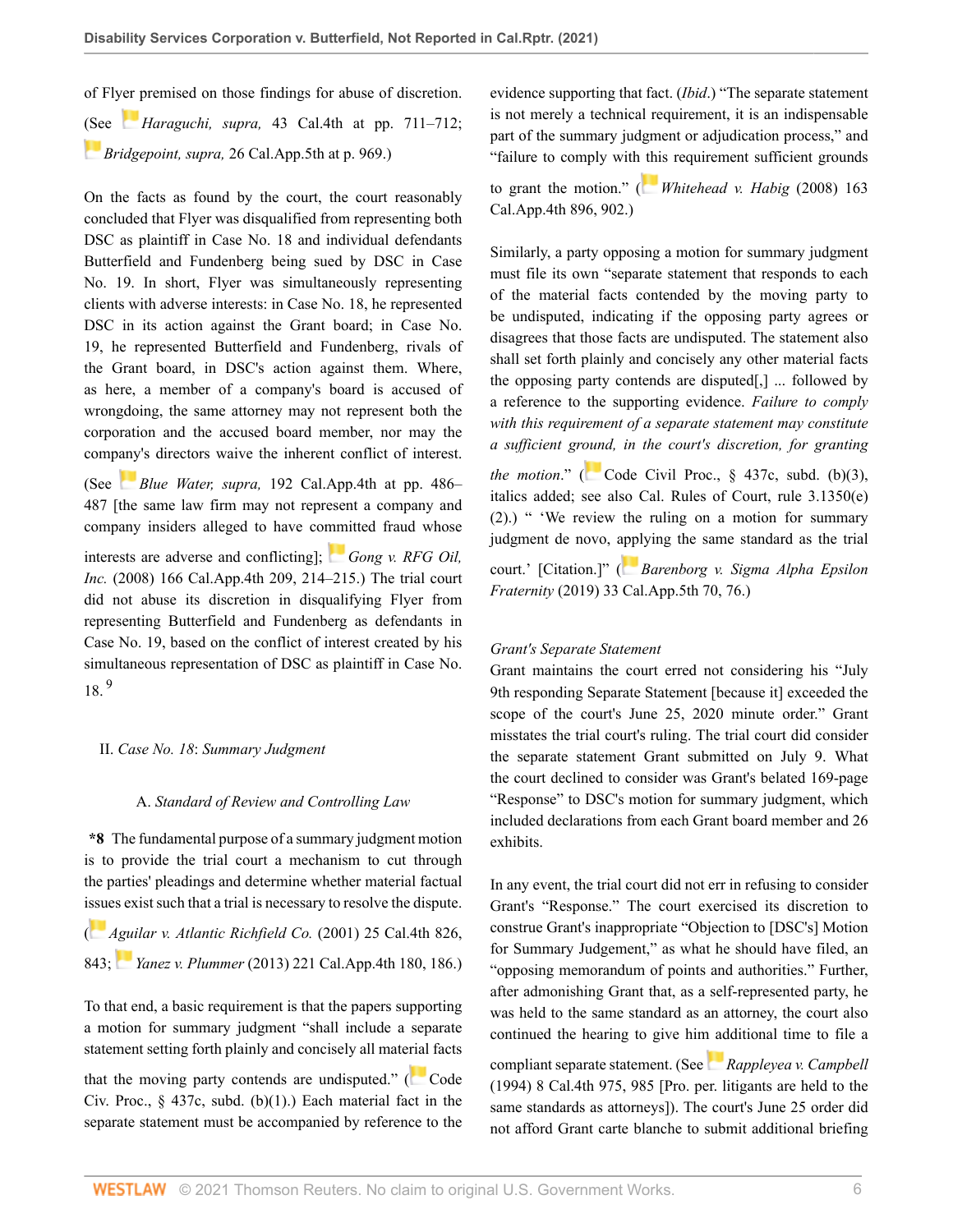of Flyer premised on those findings for abuse of discretion. (See *Haraguchi, supra,* 43 Cal.4th at pp. 711–712; *Bridgepoint, supra,* 26 Cal.App.5th at p. 969.)

On the facts as found by the court, the court reasonably concluded that Flyer was disqualified from representing both DSC as plaintiff in Case No. 18 and individual defendants Butterfield and Fundenberg being sued by DSC in Case No. 19. In short, Flyer was simultaneously representing clients with adverse interests: in Case No. 18, he represented DSC in its action against the Grant board; in Case No. 19, he represented Butterfield and Fundenberg, rivals of the Grant board, in DSC's action against them. Where, as here, a member of a company's board is accused of wrongdoing, the same attorney may not represent both the corporation and the accused board member, nor may the company's directors waive the inherent conflict of interest. (See *Blue Water, supra,* 192 Cal.App.4th at pp. 486–487 [the same law firm may not represent a company and company insiders alleged to have committed fraud whose interests are adverse and conflicting]; *Gong v. RFG Oil, Inc.* (2008) 166 Cal.App.4th 209, 214–215.) The trial court did not abuse its discretion in disqualifying Flyer from representing Butterfield and Fundenberg as defendants in Case No. 19, based on the conflict of interest created by his simultaneous representation of DSC as plaintiff in Case No. 18.[9]

## II. *Case No. 18*: *Summary Judgment*

### A. *Standard of Review and Controlling Law*

**\*8** The fundamental purpose of a summary judgment motion is to provide the trial court a mechanism to cut through the parties' pleadings and determine whether material factual issues exist such that a trial is necessary to resolve the dispute. (*Aguilar v. Atlantic Richfield Co.* (2001) 25 Cal.4th 826, 843; *Yanez v. Plummer* (2013) 221 Cal.App.4th 180, 186.)

To that end, a basic requirement is that the papers supporting a motion for summary judgment "shall include a separate statement setting forth plainly and concisely all material facts that the moving party contends are undisputed." (Code Civ. Proc., § 437c, subd. (b)(1).) Each material fact in the separate statement must be accompanied by reference to the evidence supporting that fact. (*Ibid*.) "The separate statement is not merely a technical requirement, it is an indispensable part of the summary judgment or adjudication process," and "failure to comply with this requirement sufficient grounds to grant the motion." (*Whitehead v. Habig* (2008) 163 Cal.App.4th 896, 902.)

Similarly, a party opposing a motion for summary judgment must file its own "separate statement that responds to each of the material facts contended by the moving party to be undisputed, indicating if the opposing party agrees or disagrees that those facts are undisputed. The statement also shall set forth plainly and concisely any other material facts the opposing party contends are disputed[,] ... followed by a reference to the supporting evidence. *Failure to comply with this requirement of a separate statement may constitute a sufficient ground, in the court's discretion, for granting the motion*." (Code Civil Proc., § 437c, subd. (b)(3), italics added; see also Cal. Rules of Court, rule 3.1350(e)(2).) " 'We review the ruling on a motion for summary judgment de novo, applying the same standard as the trial court.' [Citation.]" (*Barenborg v. Sigma Alpha Epsilon Fraternity* (2019) 33 Cal.App.5th 70, 76.)

*Grant's Separate Statement*

Grant maintains the court erred not considering his "July 9th responding Separate Statement [because it] exceeded the scope of the court's June 25, 2020 minute order." Grant misstates the trial court's ruling. The trial court did consider the separate statement Grant submitted on July 9. What the court declined to consider was Grant's belated 169-page "Response" to DSC's motion for summary judgment, which included declarations from each Grant board member and 26 exhibits.

In any event, the trial court did not err in refusing to consider Grant's "Response." The court exercised its discretion to construe Grant's inappropriate "Objection to [DSC's] Motion for Summary Judgement," as what he should have filed, an "opposing memorandum of points and authorities." Further, after admonishing Grant that, as a self-represented party, he was held to the same standard as an attorney, the court also continued the hearing to give him additional time to file a compliant separate statement. (See *Rappleyea v. Campbell* (1994) 8 Cal.4th 975, 985 [Pro. per. litigants are held to the same standards as attorneys]). The court's June 25 order did not afford Grant carte blanche to submit additional briefing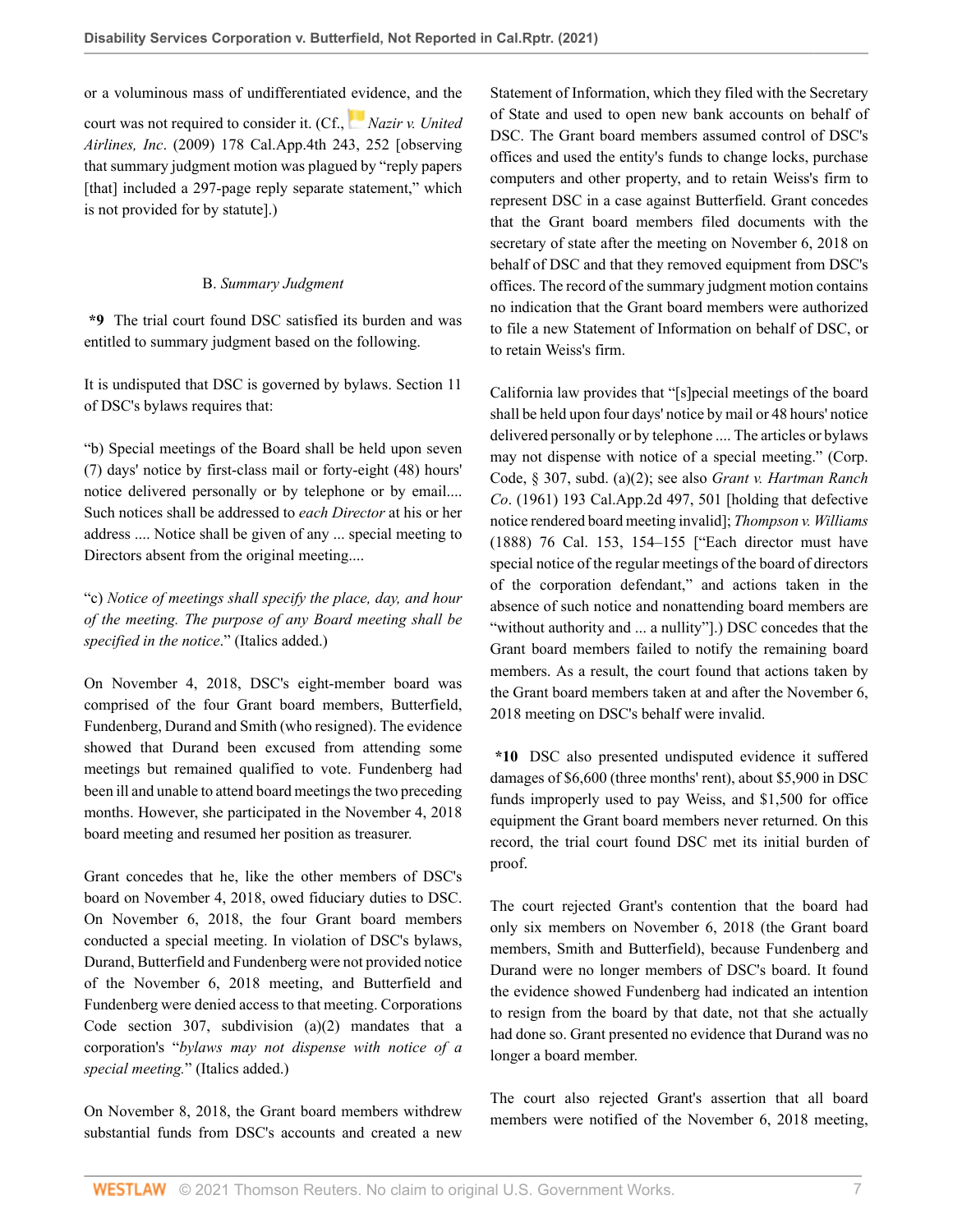or a voluminous mass of undifferentiated evidence, and the court was not required to consider it. (Cf., *Nazir v. United Airlines, Inc*. (2009) 178 Cal.App.4th 243, 252 [observing that summary judgment motion was plagued by "reply papers [that] included a 297-page reply separate statement," which is not provided for by statute].)

B. *Summary Judgment*

**\*9** The trial court found DSC satisfied its burden and was entitled to summary judgment based on the following.

It is undisputed that DSC is governed by bylaws. Section 11 of DSC's bylaws requires that:

"b) Special meetings of the Board shall be held upon seven (7) days' notice by first-class mail or forty-eight (48) hours' notice delivered personally or by telephone or by email.... Such notices shall be addressed to *each Director* at his or her address .... Notice shall be given of any ... special meeting to Directors absent from the original meeting....

"c) *Notice of meetings shall specify the place, day, and hour of the meeting. The purpose of any Board meeting shall be specified in the notice*." (Italics added.)

On November 4, 2018, DSC's eight-member board was comprised of the four Grant board members, Butterfield, Fundenberg, Durand and Smith (who resigned). The evidence showed that Durand been excused from attending some meetings but remained qualified to vote. Fundenberg had been ill and unable to attend board meetings the two preceding months. However, she participated in the November 4, 2018 board meeting and resumed her position as treasurer.

Grant concedes that he, like the other members of DSC's board on November 4, 2018, owed fiduciary duties to DSC. On November 6, 2018, the four Grant board members conducted a special meeting. In violation of DSC's bylaws, Durand, Butterfield and Fundenberg were not provided notice of the November 6, 2018 meeting, and Butterfield and Fundenberg were denied access to that meeting. Corporations Code section 307, subdivision (a)(2) mandates that a corporation's "*bylaws may not dispense with notice of a special meeting.*" (Italics added.)

On November 8, 2018, the Grant board members withdrew substantial funds from DSC's accounts and created a new Statement of Information, which they filed with the Secretary of State and used to open new bank accounts on behalf of DSC. The Grant board members assumed control of DSC's offices and used the entity's funds to change locks, purchase computers and other property, and to retain Weiss's firm to represent DSC in a case against Butterfield. Grant concedes that the Grant board members filed documents with the secretary of state after the meeting on November 6, 2018 on behalf of DSC and that they removed equipment from DSC's offices. The record of the summary judgment motion contains no indication that the Grant board members were authorized to file a new Statement of Information on behalf of DSC, or to retain Weiss's firm.

California law provides that "[s]pecial meetings of the board shall be held upon four days' notice by mail or 48 hours' notice delivered personally or by telephone .... The articles or bylaws may not dispense with notice of a special meeting." (Corp. Code, § 307, subd. (a)(2); see also *Grant v. Hartman Ranch Co*. (1961) 193 Cal.App.2d 497, 501 [holding that defective notice rendered board meeting invalid]; *Thompson v. Williams* (1888) 76 Cal. 153, 154–155 ["Each director must have special notice of the regular meetings of the board of directors of the corporation defendant," and actions taken in the absence of such notice and nonattending board members are "without authority and ... a nullity"].) DSC concedes that the Grant board members failed to notify the remaining board members. As a result, the court found that actions taken by the Grant board members taken at and after the November 6, 2018 meeting on DSC's behalf were invalid.

**\*10** DSC also presented undisputed evidence it suffered damages of $6,600 (three months' rent), about $5,900 in DSC funds improperly used to pay Weiss, and $1,500 for office equipment the Grant board members never returned. On this record, the trial court found DSC met its initial burden of proof.

The court rejected Grant's contention that the board had only six members on November 6, 2018 (the Grant board members, Smith and Butterfield), because Fundenberg and Durand were no longer members of DSC's board. It found the evidence showed Fundenberg had indicated an intention to resign from the board by that date, not that she actually had done so. Grant presented no evidence that Durand was no longer a board member.

The court also rejected Grant's assertion that all board members were notified of the November 6, 2018 meeting,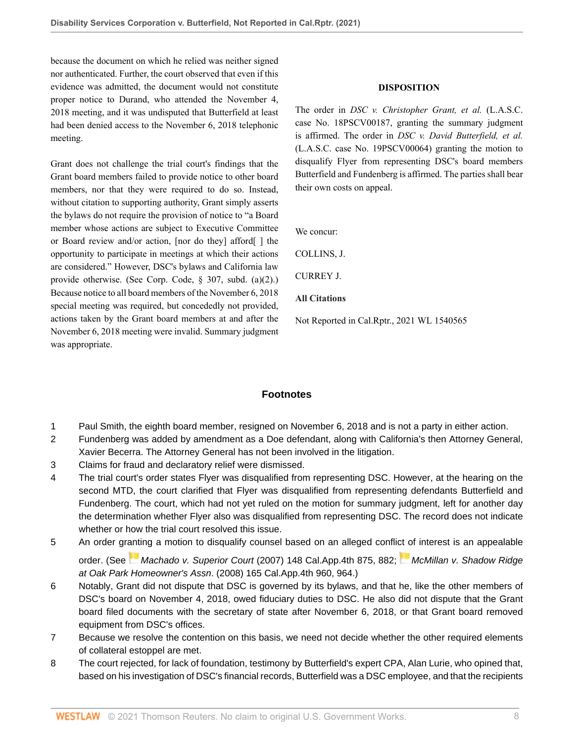because the document on which he relied was neither signed nor authenticated. Further, the court observed that even if this evidence was admitted, the document would not constitute proper notice to Durand, who attended the November 4, 2018 meeting, and it was undisputed that Butterfield at least had been denied access to the November 6, 2018 telephonic meeting.

Grant does not challenge the trial court's findings that the Grant board members failed to provide notice to other board members, nor that they were required to do so. Instead, without citation to supporting authority, Grant simply asserts the bylaws do not require the provision of notice to "a Board member whose actions are subject to Executive Committee or Board review and/or action, [nor do they] afford[ ] the opportunity to participate in meetings at which their actions are considered." However, DSC's bylaws and California law provide otherwise. (See Corp. Code, § 307, subd. (a)(2).) Because notice to all board members of the November 6, 2018 special meeting was required, but concededly not provided, actions taken by the Grant board members at and after the November 6, 2018 meeting were invalid. Summary judgment was appropriate.

## DISPOSITION

The order in *DSC v. Christopher Grant, et al.* (L.A.S.C. case No. 18PSCV00187, granting the summary judgment is affirmed. The order in *DSC v. David Butterfield, et al.* (L.A.S.C. case No. 19PSCV00064) granting the motion to disqualify Flyer from representing DSC's board members Butterfield and Fundenberg is affirmed. The parties shall bear their own costs on appeal.

We concur:

COLLINS, J.

CURREY J.

**All Citations**

Not Reported in Cal.Rptr., 2021 WL 1540565

## Footnotes

1 Paul Smith, the eighth board member, resigned on November 6, 2018 and is not a party in either action.

2 Fundenberg was added by amendment as a Doe defendant, along with California's then Attorney General, Xavier Becerra. The Attorney General has not been involved in the litigation.

3 Claims for fraud and declaratory relief were dismissed.

4 The trial court's order states Flyer was disqualified from representing DSC. However, at the hearing on the second MTD, the court clarified that Flyer was disqualified from representing defendants Butterfield and Fundenberg. The court, which had not yet ruled on the motion for summary judgment, left for another day the determination whether Flyer also was disqualified from representing DSC. The record does not indicate whether or how the trial court resolved this issue.

5 An order granting a motion to disqualify counsel based on an alleged conflict of interest is an appealable order. (See *Machado v. Superior Court* (2007) 148 Cal.App.4th 875, 882; *McMillan v. Shadow Ridge at Oak Park Homeowner's Assn*. (2008) 165 Cal.App.4th 960, 964.)

6 Notably, Grant did not dispute that DSC is governed by its bylaws, and that he, like the other members of DSC's board on November 4, 2018, owed fiduciary duties to DSC. He also did not dispute that the Grant board filed documents with the secretary of state after November 6, 2018, or that Grant board removed equipment from DSC's offices.

7 Because we resolve the contention on this basis, we need not decide whether the other required elements of collateral estoppel are met.

8 The court rejected, for lack of foundation, testimony by Butterfield's expert CPA, Alan Lurie, who opined that, based on his investigation of DSC's financial records, Butterfield was a DSC employee, and that the recipients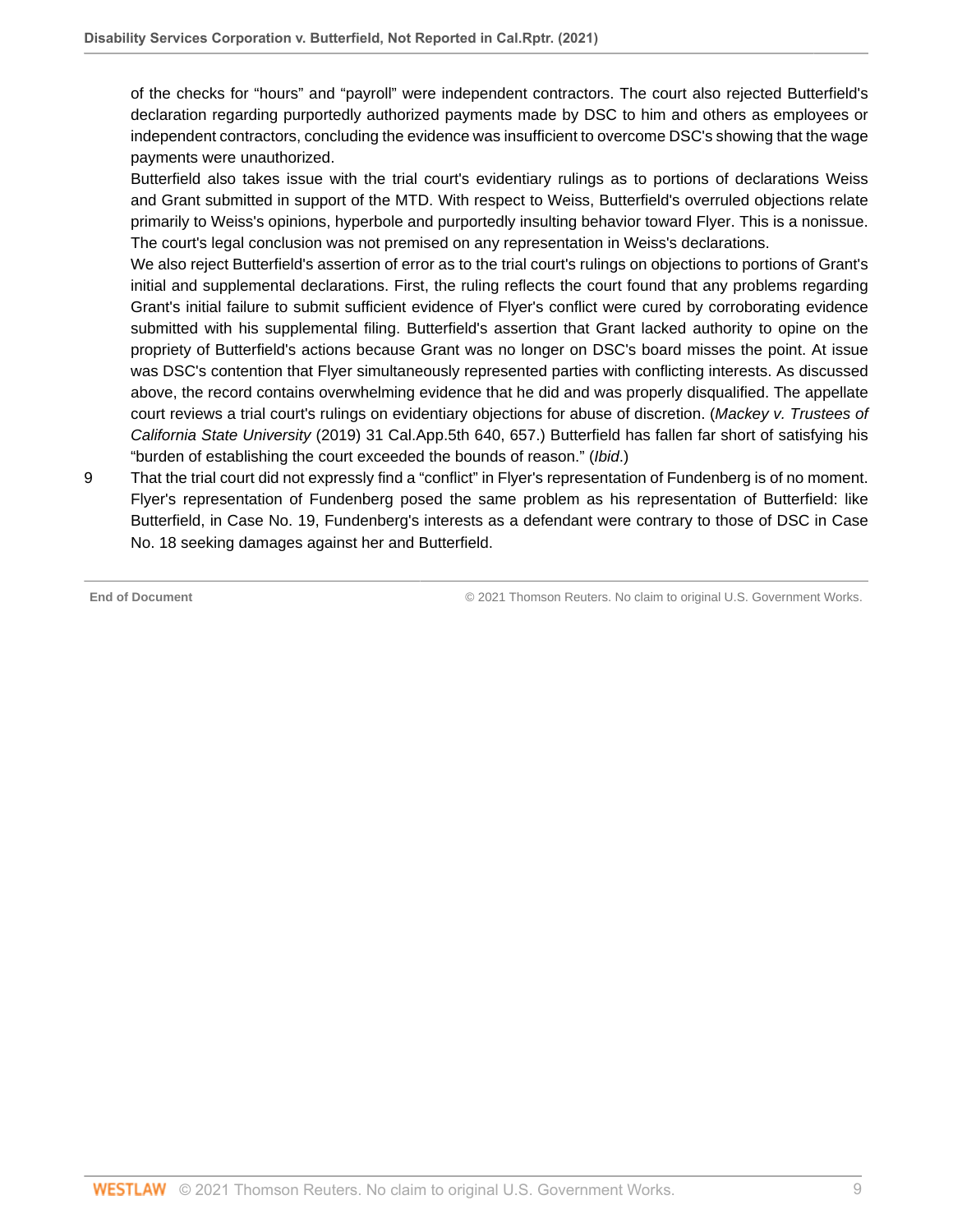of the checks for "hours" and "payroll" were independent contractors. The court also rejected Butterfield's declaration regarding purportedly authorized payments made by DSC to him and others as employees or independent contractors, concluding the evidence was insufficient to overcome DSC's showing that the wage payments were unauthorized.

Butterfield also takes issue with the trial court's evidentiary rulings as to portions of declarations Weiss and Grant submitted in support of the MTD. With respect to Weiss, Butterfield's overruled objections relate primarily to Weiss's opinions, hyperbole and purportedly insulting behavior toward Flyer. This is a nonissue. The court's legal conclusion was not premised on any representation in Weiss's declarations.

We also reject Butterfield's assertion of error as to the trial court's rulings on objections to portions of Grant's initial and supplemental declarations. First, the ruling reflects the court found that any problems regarding Grant's initial failure to submit sufficient evidence of Flyer's conflict were cured by corroborating evidence submitted with his supplemental filing. Butterfield's assertion that Grant lacked authority to opine on the propriety of Butterfield's actions because Grant was no longer on DSC's board misses the point. At issue was DSC's contention that Flyer simultaneously represented parties with conflicting interests. As discussed above, the record contains overwhelming evidence that he did and was properly disqualified. The appellate court reviews a trial court's rulings on evidentiary objections for abuse of discretion. (*Mackey v. Trustees of California State University* (2019) 31 Cal.App.5th 640, 657.) Butterfield has fallen far short of satisfying his "burden of establishing the court exceeded the bounds of reason." (*Ibid*.)

9 That the trial court did not expressly find a "conflict" in Flyer's representation of Fundenberg is of no moment. Flyer's representation of Fundenberg posed the same problem as his representation of Butterfield: like Butterfield, in Case No. 19, Fundenberg's interests as a defendant were contrary to those of DSC in Case No. 18 seeking damages against her and Butterfield.

**End of Document** © 2021 Thomson Reuters. No claim to original U.S. Government Works.